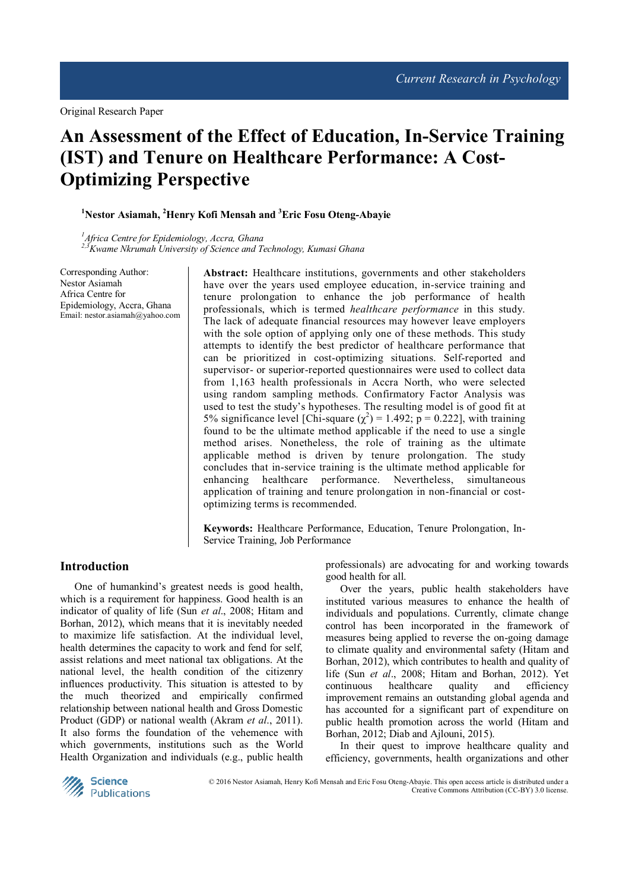Original Research Paper

# An Assessment of the Effect of Education, In-Service Training (IST) and Tenure on Healthcare Performance: A Cost-Optimizing Perspective

[1]Nestor Asiamah, [2]Henry Kofi Mensah and [3]Eric Fosu Oteng-Abayie

[1]*Africa Centre for Epidemiology, Accra, Ghana*
[2,3]*Kwame Nkrumah University of Science and Technology, Kumasi Ghana*

Corresponding Author:
Nestor Asiamah
Africa Centre for Epidemiology, Accra, Ghana
Email: nestor.asiamah@yahoo.com

**Abstract:** Healthcare institutions, governments and other stakeholders have over the years used employee education, in-service training and tenure prolongation to enhance the job performance of health professionals, which is termed *healthcare performance* in this study. The lack of adequate financial resources may however leave employers with the sole option of applying only one of these methods. This study attempts to identify the best predictor of healthcare performance that can be prioritized in cost-optimizing situations. Self-reported and supervisor- or superior-reported questionnaires were used to collect data from 1,163 health professionals in Accra North, who were selected using random sampling methods. Confirmatory Factor Analysis was used to test the study's hypotheses. The resulting model is of good fit at 5% significance level [Chi-square ($\chi^2$) = 1.492; p = 0.222], with training found to be the ultimate method applicable if the need to use a single method arises. Nonetheless, the role of training as the ultimate applicable method is driven by tenure prolongation. The study concludes that in-service training is the ultimate method applicable for enhancing healthcare performance. Nevertheless, simultaneous application of training and tenure prolongation in non-financial or cost-optimizing terms is recommended.

**Keywords:** Healthcare Performance, Education, Tenure Prolongation, In-Service Training, Job Performance

## Introduction

One of humankind's greatest needs is good health, which is a requirement for happiness. Good health is an indicator of quality of life (Sun *et al*., 2008; Hitam and Borhan, 2012), which means that it is inevitably needed to maximize life satisfaction. At the individual level, health determines the capacity to work and fend for self, assist relations and meet national tax obligations. At the national level, the health condition of the citizenry influences productivity. This situation is attested to by the much theorized and empirically confirmed relationship between national health and Gross Domestic Product (GDP) or national wealth (Akram *et al*., 2011). It also forms the foundation of the vehemence with which governments, institutions such as the World Health Organization and individuals (e.g., public health professionals) are advocating for and working towards good health for all.

Over the years, public health stakeholders have instituted various measures to enhance the health of individuals and populations. Currently, climate change control has been incorporated in the framework of measures being applied to reverse the on-going damage to climate quality and environmental safety (Hitam and Borhan, 2012), which contributes to health and quality of life (Sun *et al*., 2008; Hitam and Borhan, 2012). Yet continuous healthcare quality and efficiency improvement remains an outstanding global agenda and has accounted for a significant part of expenditure on public health promotion across the world (Hitam and Borhan, 2012; Diab and Ajlouni, 2015).

In their quest to improve healthcare quality and efficiency, governments, health organizations and other

© 2016 Nestor Asiamah, Henry Kofi Mensah and Eric Fosu Oteng-Abayie. This open access article is distributed under a Creative Commons Attribution (CC-BY) 3.0 license.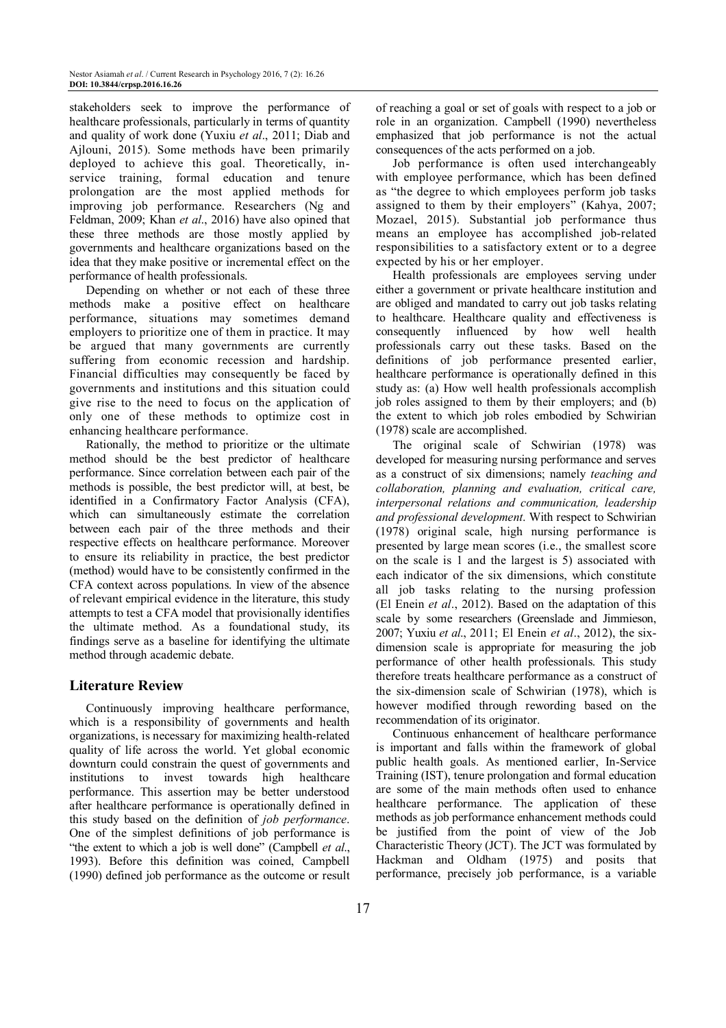stakeholders seek to improve the performance of healthcare professionals, particularly in terms of quantity and quality of work done (Yuxiu *et al*., 2011; Diab and Ajlouni, 2015). Some methods have been primarily deployed to achieve this goal. Theoretically, in-service training, formal education and tenure prolongation are the most applied methods for improving job performance. Researchers (Ng and Feldman, 2009; Khan *et al*., 2016) have also opined that these three methods are those mostly applied by governments and healthcare organizations based on the idea that they make positive or incremental effect on the performance of health professionals.

Depending on whether or not each of these three methods make a positive effect on healthcare performance, situations may sometimes demand employers to prioritize one of them in practice. It may be argued that many governments are currently suffering from economic recession and hardship. Financial difficulties may consequently be faced by governments and institutions and this situation could give rise to the need to focus on the application of only one of these methods to optimize cost in enhancing healthcare performance.

Rationally, the method to prioritize or the ultimate method should be the best predictor of healthcare performance. Since correlation between each pair of the methods is possible, the best predictor will, at best, be identified in a Confirmatory Factor Analysis (CFA), which can simultaneously estimate the correlation between each pair of the three methods and their respective effects on healthcare performance. Moreover to ensure its reliability in practice, the best predictor (method) would have to be consistently confirmed in the CFA context across populations. In view of the absence of relevant empirical evidence in the literature, this study attempts to test a CFA model that provisionally identifies the ultimate method. As a foundational study, its findings serve as a baseline for identifying the ultimate method through academic debate.

## Literature Review

Continuously improving healthcare performance, which is a responsibility of governments and health organizations, is necessary for maximizing health-related quality of life across the world. Yet global economic downturn could constrain the quest of governments and institutions to invest towards high healthcare performance. This assertion may be better understood after healthcare performance is operationally defined in this study based on the definition of *job performance*. One of the simplest definitions of job performance is "the extent to which a job is well done" (Campbell *et al*., 1993). Before this definition was coined, Campbell (1990) defined job performance as the outcome or result of reaching a goal or set of goals with respect to a job or role in an organization. Campbell (1990) nevertheless emphasized that job performance is not the actual consequences of the acts performed on a job.

Job performance is often used interchangeably with employee performance, which has been defined as "the degree to which employees perform job tasks assigned to them by their employers" (Kahya, 2007; Mozael, 2015). Substantial job performance thus means an employee has accomplished job-related responsibilities to a satisfactory extent or to a degree expected by his or her employer.

Health professionals are employees serving under either a government or private healthcare institution and are obliged and mandated to carry out job tasks relating to healthcare. Healthcare quality and effectiveness is consequently influenced by how well health professionals carry out these tasks. Based on the definitions of job performance presented earlier, healthcare performance is operationally defined in this study as: (a) How well health professionals accomplish job roles assigned to them by their employers; and (b) the extent to which job roles embodied by Schwirian (1978) scale are accomplished.

The original scale of Schwirian (1978) was developed for measuring nursing performance and serves as a construct of six dimensions; namely *teaching and collaboration, planning and evaluation, critical care, interpersonal relations and communication, leadership and professional development*. With respect to Schwirian (1978) original scale, high nursing performance is presented by large mean scores (i.e., the smallest score on the scale is 1 and the largest is 5) associated with each indicator of the six dimensions, which constitute all job tasks relating to the nursing profession (El Enein *et al*., 2012). Based on the adaptation of this scale by some researchers (Greenslade and Jimmieson, 2007; Yuxiu *et al*., 2011; El Enein *et al*., 2012), the six-dimension scale is appropriate for measuring the job performance of other health professionals. This study therefore treats healthcare performance as a construct of the six-dimension scale of Schwirian (1978), which is however modified through rewording based on the recommendation of its originator.

Continuous enhancement of healthcare performance is important and falls within the framework of global public health goals. As mentioned earlier, In-Service Training (IST), tenure prolongation and formal education are some of the main methods often used to enhance healthcare performance. The application of these methods as job performance enhancement methods could be justified from the point of view of the Job Characteristic Theory (JCT). The JCT was formulated by Hackman and Oldham (1975) and posits that performance, precisely job performance, is a variable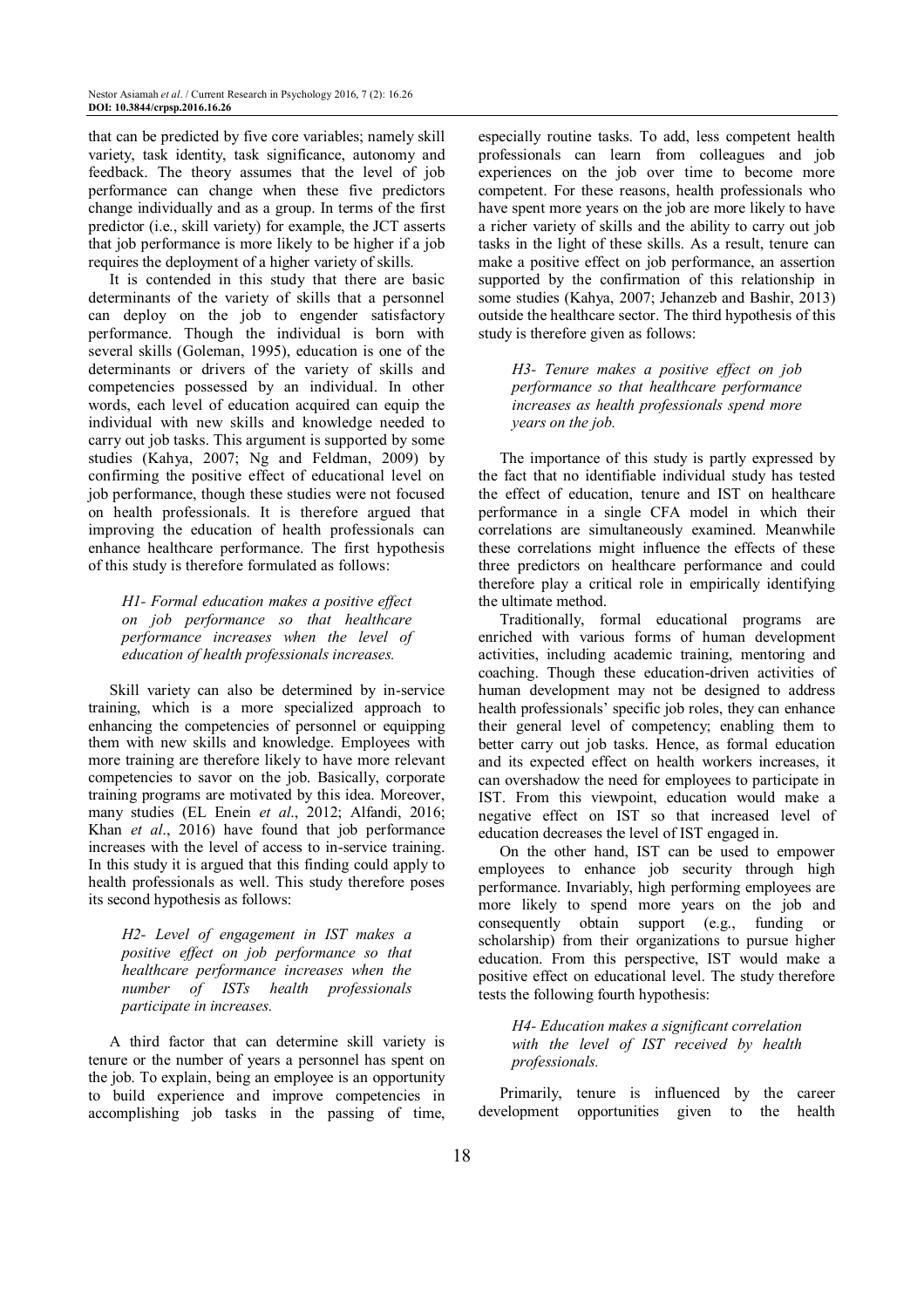that can be predicted by five core variables; namely skill variety, task identity, task significance, autonomy and feedback. The theory assumes that the level of job performance can change when these five predictors change individually and as a group. In terms of the first predictor (i.e., skill variety) for example, the JCT asserts that job performance is more likely to be higher if a job requires the deployment of a higher variety of skills.

It is contended in this study that there are basic determinants of the variety of skills that a personnel can deploy on the job to engender satisfactory performance. Though the individual is born with several skills (Goleman, 1995), education is one of the determinants or drivers of the variety of skills and competencies possessed by an individual. In other words, each level of education acquired can equip the individual with new skills and knowledge needed to carry out job tasks. This argument is supported by some studies (Kahya, 2007; Ng and Feldman, 2009) by confirming the positive effect of educational level on job performance, though these studies were not focused on health professionals. It is therefore argued that improving the education of health professionals can enhance healthcare performance. The first hypothesis of this study is therefore formulated as follows:

> *H1- Formal education makes a positive effect on job performance so that healthcare performance increases when the level of education of health professionals increases.*

Skill variety can also be determined by in-service training, which is a more specialized approach to enhancing the competencies of personnel or equipping them with new skills and knowledge. Employees with more training are therefore likely to have more relevant competencies to savor on the job. Basically, corporate training programs are motivated by this idea. Moreover, many studies (EL Enein *et al*., 2012; Alfandi, 2016; Khan *et al*., 2016) have found that job performance increases with the level of access to in-service training. In this study it is argued that this finding could apply to health professionals as well. This study therefore poses its second hypothesis as follows:

> *H2- Level of engagement in IST makes a positive effect on job performance so that healthcare performance increases when the number of ISTs health professionals participate in increases.*

A third factor that can determine skill variety is tenure or the number of years a personnel has spent on the job. To explain, being an employee is an opportunity to build experience and improve competencies in accomplishing job tasks in the passing of time, especially routine tasks. To add, less competent health professionals can learn from colleagues and job experiences on the job over time to become more competent. For these reasons, health professionals who have spent more years on the job are more likely to have a richer variety of skills and the ability to carry out job tasks in the light of these skills. As a result, tenure can make a positive effect on job performance, an assertion supported by the confirmation of this relationship in some studies (Kahya, 2007; Jehanzeb and Bashir, 2013) outside the healthcare sector. The third hypothesis of this study is therefore given as follows:

> *H3- Tenure makes a positive effect on job performance so that healthcare performance increases as health professionals spend more years on the job.*

The importance of this study is partly expressed by the fact that no identifiable individual study has tested the effect of education, tenure and IST on healthcare performance in a single CFA model in which their correlations are simultaneously examined. Meanwhile these correlations might influence the effects of these three predictors on healthcare performance and could therefore play a critical role in empirically identifying the ultimate method.

Traditionally, formal educational programs are enriched with various forms of human development activities, including academic training, mentoring and coaching. Though these education-driven activities of human development may not be designed to address health professionals' specific job roles, they can enhance their general level of competency; enabling them to better carry out job tasks. Hence, as formal education and its expected effect on health workers increases, it can overshadow the need for employees to participate in IST. From this viewpoint, education would make a negative effect on IST so that increased level of education decreases the level of IST engaged in.

On the other hand, IST can be used to empower employees to enhance job security through high performance. Invariably, high performing employees are more likely to spend more years on the job and consequently obtain support (e.g., funding or scholarship) from their organizations to pursue higher education. From this perspective, IST would make a positive effect on educational level. The study therefore tests the following fourth hypothesis:

> *H4- Education makes a significant correlation with the level of IST received by health professionals.*

Primarily, tenure is influenced by the career development opportunities given to the health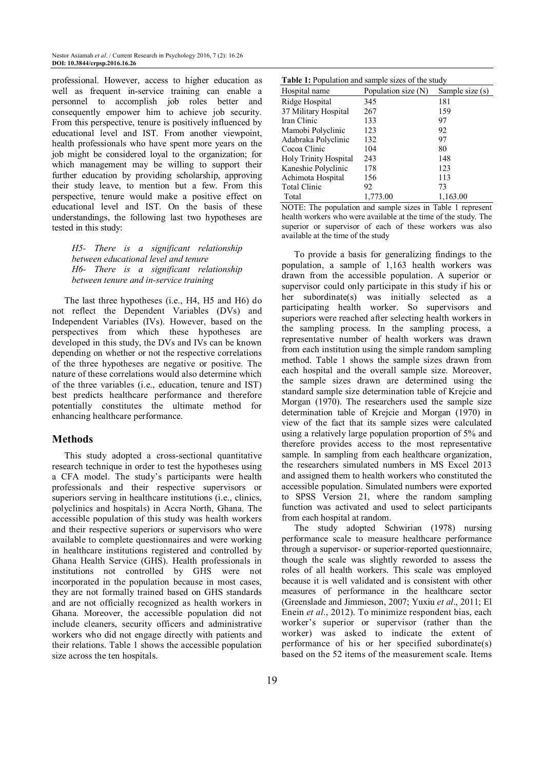professional. However, access to higher education as well as frequent in-service training can enable a personnel to accomplish job roles better and consequently empower him to achieve job security. From this perspective, tenure is positively influenced by educational level and IST. From another viewpoint, health professionals who have spent more years on the job might be considered loyal to the organization; for which management may be willing to support their further education by providing scholarship, approving their study leave, to mention but a few. From this perspective, tenure would make a positive effect on educational level and IST. On the basis of these understandings, the following last two hypotheses are tested in this study:

> *H5- There is a significant relationship between educational level and tenure*
> *H6- There is a significant relationship between tenure and in-service training*

The last three hypotheses (i.e., H4, H5 and H6) do not reflect the Dependent Variables (DVs) and Independent Variables (IVs). However, based on the perspectives from which these hypotheses are developed in this study, the DVs and IVs can be known depending on whether or not the respective correlations of the three hypotheses are negative or positive. The nature of these correlations would also determine which of the three variables (i.e., education, tenure and IST) best predicts healthcare performance and therefore potentially constitutes the ultimate method for enhancing healthcare performance.

## Methods

This study adopted a cross-sectional quantitative research technique in order to test the hypotheses using a CFA model. The study's participants were health professionals and their respective supervisors or superiors serving in healthcare institutions (i.e., clinics, polyclinics and hospitals) in Accra North, Ghana. The accessible population of this study was health workers and their respective superiors or supervisors who were available to complete questionnaires and were working in healthcare institutions registered and controlled by Ghana Health Service (GHS). Health professionals in institutions not controlled by GHS were not incorporated in the population because in most cases, they are not formally trained based on GHS standards and are not officially recognized as health workers in Ghana. Moreover, the accessible population did not include cleaners, security officers and administrative workers who did not engage directly with patients and their relations. Table 1 shows the accessible population size across the ten hospitals.

**Table 1:** Population and sample sizes of the study

| Hospital name | Population size (N) | Sample size (s) |
|---|---|---|
| Ridge Hospital | 345 | 181 |
| 37 Military Hospital | 267 | 159 |
| Iran Clinic | 133 | 97 |
| Mamobi Polyclinic | 123 | 92 |
| Adabraka Polyclinic | 132 | 97 |
| Cocoa Clinic | 104 | 80 |
| Holy Trinity Hospital | 243 | 148 |
| Kaneshie Polyclinic | 178 | 123 |
| Achimota Hospital | 156 | 113 |
| Total Clinic | 92 | 73 |
| Total | 1,773.00 | 1,163.00 |

NOTE: The population and sample sizes in Table 1 represent health workers who were available at the time of the study. The superior or supervisor of each of these workers was also available at the time of the study

To provide a basis for generalizing findings to the population, a sample of 1,163 health workers was drawn from the accessible population. A superior or supervisor could only participate in this study if his or her subordinate(s) was initially selected as a participating health worker. So supervisors and superiors were reached after selecting health workers in the sampling process. In the sampling process, a representative number of health workers was drawn from each institution using the simple random sampling method. Table 1 shows the sample sizes drawn from each hospital and the overall sample size. Moreover, the sample sizes drawn are determined using the standard sample size determination table of Krejcie and Morgan (1970). The researchers used the sample size determination table of Krejcie and Morgan (1970) in view of the fact that its sample sizes were calculated using a relatively large population proportion of 5% and therefore provides access to the most representative sample. In sampling from each healthcare organization, the researchers simulated numbers in MS Excel 2013 and assigned them to health workers who constituted the accessible population. Simulated numbers were exported to SPSS Version 21, where the random sampling function was activated and used to select participants from each hospital at random.

The study adopted Schwirian (1978) nursing performance scale to measure healthcare performance through a supervisor- or superior-reported questionnaire, though the scale was slightly reworded to assess the roles of all health workers. This scale was employed because it is well validated and is consistent with other measures of performance in the healthcare sector (Greenslade and Jimmieson, 2007; Yuxiu *et al*., 2011; El Enein *et al*., 2012). To minimize respondent bias, each worker's superior or supervisor (rather than the worker) was asked to indicate the extent of performance of his or her specified subordinate(s) based on the 52 items of the measurement scale. Items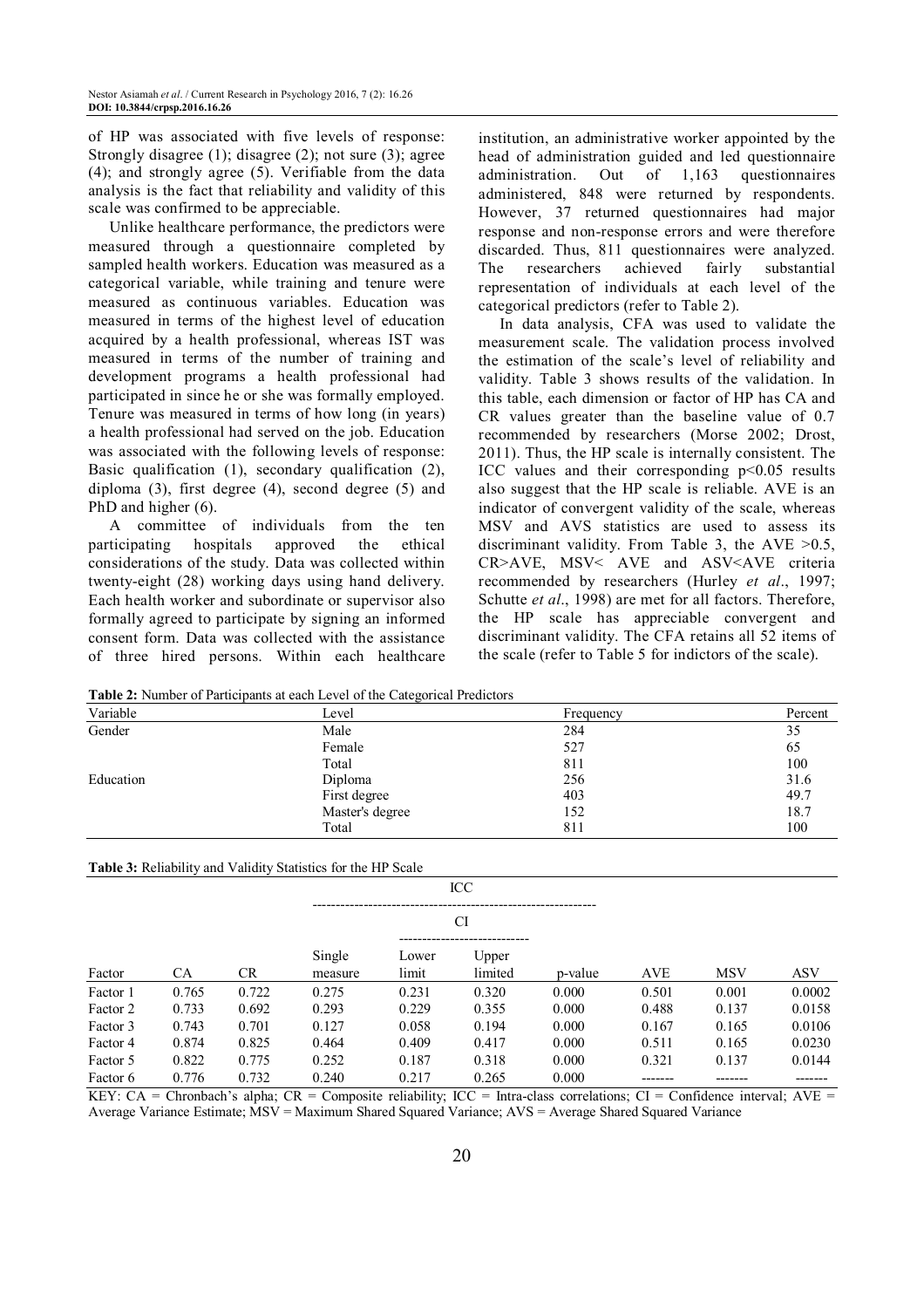of HP was associated with five levels of response: Strongly disagree (1); disagree (2); not sure (3); agree (4); and strongly agree (5). Verifiable from the data analysis is the fact that reliability and validity of this scale was confirmed to be appreciable.

Unlike healthcare performance, the predictors were measured through a questionnaire completed by sampled health workers. Education was measured as a categorical variable, while training and tenure were measured as continuous variables. Education was measured in terms of the highest level of education acquired by a health professional, whereas IST was measured in terms of the number of training and development programs a health professional had participated in since he or she was formally employed. Tenure was measured in terms of how long (in years) a health professional had served on the job. Education was associated with the following levels of response: Basic qualification (1), secondary qualification (2), diploma (3), first degree (4), second degree (5) and PhD and higher (6).

A committee of individuals from the ten participating hospitals approved the ethical considerations of the study. Data was collected within twenty-eight (28) working days using hand delivery. Each health worker and subordinate or supervisor also formally agreed to participate by signing an informed consent form. Data was collected with the assistance of three hired persons. Within each healthcare institution, an administrative worker appointed by the head of administration guided and led questionnaire administration. Out of 1,163 questionnaires administered, 848 were returned by respondents. However, 37 returned questionnaires had major response and non-response errors and were therefore discarded. Thus, 811 questionnaires were analyzed. The researchers achieved fairly substantial representation of individuals at each level of the categorical predictors (refer to Table 2).

In data analysis, CFA was used to validate the measurement scale. The validation process involved the estimation of the scale's level of reliability and validity. Table 3 shows results of the validation. In this table, each dimension or factor of HP has CA and CR values greater than the baseline value of 0.7 recommended by researchers (Morse 2002; Drost, 2011). Thus, the HP scale is internally consistent. The ICC values and their corresponding $p<0.05$ results also suggest that the HP scale is reliable. AVE is an indicator of convergent validity of the scale, whereas MSV and AVS statistics are used to assess its discriminant validity. From Table 3, the AVE >0.5, CR>AVE, MSV< AVE and ASV<AVE criteria recommended by researchers (Hurley *et al*., 1997; Schutte *et al*., 1998) are met for all factors. Therefore, the HP scale has appreciable convergent and discriminant validity. The CFA retains all 52 items of the scale (refer to Table 5 for indictors of the scale).

**Table 2:** Number of Participants at each Level of the Categorical Predictors

| Variable | Level | Frequency | Percent |
|---|---|---|---|
| Gender | Male | 284 | 35 |
| | Female | 527 | 65 |
| | Total | 811 | 100 |
| Education | Diploma | 256 | 31.6 |
| | First degree | 403 | 49.7 |
| | Master's degree | 152 | 18.7 |
| | Total | 811 | 100 |

**Table 3:** Reliability and Validity Statistics for the HP Scale

| | | | ICC | | | | | | |
|---|---|---|---|---|---|---|---|---|---|
| | | | | CI | | | | | |
| Factor | CA | CR | Single measure | Lower limit | Upper limited | p-value | AVE | MSV | ASV |
| Factor 1 | 0.765 | 0.722 | 0.275 | 0.231 | 0.320 | 0.000 | 0.501 | 0.001 | 0.0002 |
| Factor 2 | 0.733 | 0.692 | 0.293 | 0.229 | 0.355 | 0.000 | 0.488 | 0.137 | 0.0158 |
| Factor 3 | 0.743 | 0.701 | 0.127 | 0.058 | 0.194 | 0.000 | 0.167 | 0.165 | 0.0106 |
| Factor 4 | 0.874 | 0.825 | 0.464 | 0.409 | 0.417 | 0.000 | 0.511 | 0.165 | 0.0230 |
| Factor 5 | 0.822 | 0.775 | 0.252 | 0.187 | 0.318 | 0.000 | 0.321 | 0.137 | 0.0144 |
| Factor 6 | 0.776 | 0.732 | 0.240 | 0.217 | 0.265 | 0.000 | ------- | ------- | ------- |

KEY: CA = Chronbach's alpha; CR = Composite reliability; ICC = Intra-class correlations; CI = Confidence interval; AVE = Average Variance Estimate; MSV = Maximum Shared Squared Variance; AVS = Average Shared Squared Variance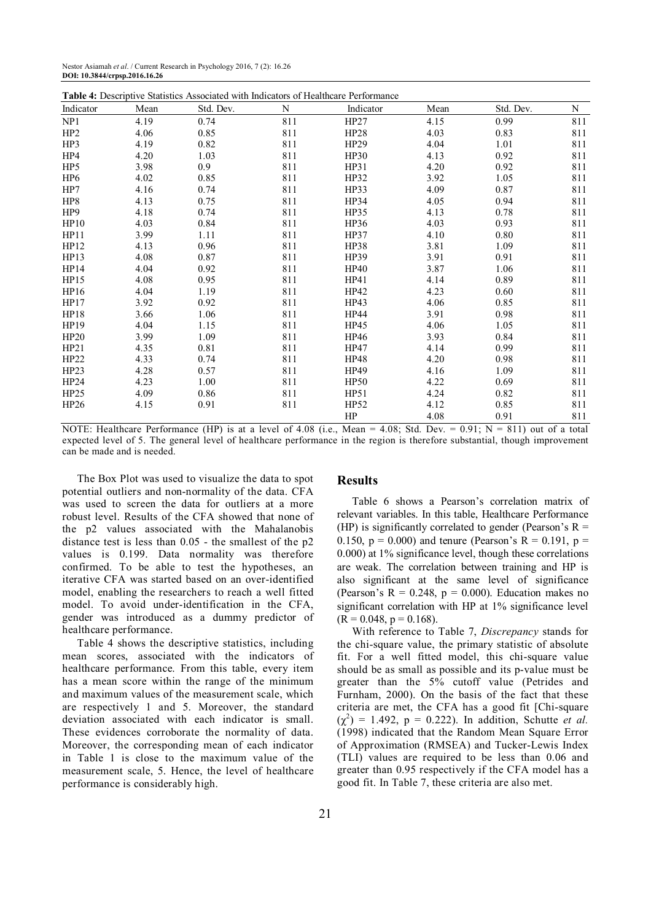**Table 4:** Descriptive Statistics Associated with Indicators of Healthcare Performance

| Indicator | Mean | Std. Dev. | N | Indicator | Mean | Std. Dev. | N |
|---|---|---|---|---|---|---|---|
| NP1 | 4.19 | 0.74 | 811 | HP27 | 4.15 | 0.99 | 811 |
| HP2 | 4.06 | 0.85 | 811 | HP28 | 4.03 | 0.83 | 811 |
| HP3 | 4.19 | 0.82 | 811 | HP29 | 4.04 | 1.01 | 811 |
| HP4 | 4.20 | 1.03 | 811 | HP30 | 4.13 | 0.92 | 811 |
| HP5 | 3.98 | 0.9 | 811 | HP31 | 4.20 | 0.92 | 811 |
| HP6 | 4.02 | 0.85 | 811 | HP32 | 3.92 | 1.05 | 811 |
| HP7 | 4.16 | 0.74 | 811 | HP33 | 4.09 | 0.87 | 811 |
| HP8 | 4.13 | 0.75 | 811 | HP34 | 4.05 | 0.94 | 811 |
| HP9 | 4.18 | 0.74 | 811 | HP35 | 4.13 | 0.78 | 811 |
| HP10 | 4.03 | 0.84 | 811 | HP36 | 4.03 | 0.93 | 811 |
| HP11 | 3.99 | 1.11 | 811 | HP37 | 4.10 | 0.80 | 811 |
| HP12 | 4.13 | 0.96 | 811 | HP38 | 3.81 | 1.09 | 811 |
| HP13 | 4.08 | 0.87 | 811 | HP39 | 3.91 | 0.91 | 811 |
| HP14 | 4.04 | 0.92 | 811 | HP40 | 3.87 | 1.06 | 811 |
| HP15 | 4.08 | 0.95 | 811 | HP41 | 4.14 | 0.89 | 811 |
| HP16 | 4.04 | 1.19 | 811 | HP42 | 4.23 | 0.60 | 811 |
| HP17 | 3.92 | 0.92 | 811 | HP43 | 4.06 | 0.85 | 811 |
| HP18 | 3.66 | 1.06 | 811 | HP44 | 3.91 | 0.98 | 811 |
| HP19 | 4.04 | 1.15 | 811 | HP45 | 4.06 | 1.05 | 811 |
| HP20 | 3.99 | 1.09 | 811 | HP46 | 3.93 | 0.84 | 811 |
| HP21 | 4.35 | 0.81 | 811 | HP47 | 4.14 | 0.99 | 811 |
| HP22 | 4.33 | 0.74 | 811 | HP48 | 4.20 | 0.98 | 811 |
| HP23 | 4.28 | 0.57 | 811 | HP49 | 4.16 | 1.09 | 811 |
| HP24 | 4.23 | 1.00 | 811 | HP50 | 4.22 | 0.69 | 811 |
| HP25 | 4.09 | 0.86 | 811 | HP51 | 4.24 | 0.82 | 811 |
| HP26 | 4.15 | 0.91 | 811 | HP52 | 4.12 | 0.85 | 811 |
| | | | | HP | 4.08 | 0.91 | 811 |

NOTE: Healthcare Performance (HP) is at a level of 4.08 (i.e., Mean = 4.08; Std. Dev. = 0.91; N = 811) out of a total expected level of 5. The general level of healthcare performance in the region is therefore substantial, though improvement can be made and is needed.

The Box Plot was used to visualize the data to spot potential outliers and non-normality of the data. CFA was used to screen the data for outliers at a more robust level. Results of the CFA showed that none of the p2 values associated with the Mahalanobis distance test is less than 0.05 - the smallest of the p2 values is 0.199. Data normality was therefore confirmed. To be able to test the hypotheses, an iterative CFA was started based on an over-identified model, enabling the researchers to reach a well fitted model. To avoid under-identification in the CFA, gender was introduced as a dummy predictor of healthcare performance.

Table 4 shows the descriptive statistics, including mean scores, associated with the indicators of healthcare performance. From this table, every item has a mean score within the range of the minimum and maximum values of the measurement scale, which are respectively 1 and 5. Moreover, the standard deviation associated with each indicator is small. These evidences corroborate the normality of data. Moreover, the corresponding mean of each indicator in Table 1 is close to the maximum value of the measurement scale, 5. Hence, the level of healthcare performance is considerably high.

## Results

Table 6 shows a Pearson's correlation matrix of relevant variables. In this table, Healthcare Performance (HP) is significantly correlated to gender (Pearson's R = 0.150, p = 0.000) and tenure (Pearson's R = 0.191, p = 0.000) at 1% significance level, though these correlations are weak. The correlation between training and HP is also significant at the same level of significance (Pearson's R = 0.248, p = 0.000). Education makes no significant correlation with HP at 1% significance level (R = 0.048, p = 0.168).

With reference to Table 7, *Discrepancy* stands for the chi-square value, the primary statistic of absolute fit. For a well fitted model, this chi-square value should be as small as possible and its p-value must be greater than the 5% cutoff value (Petrides and Furnham, 2000). On the basis of the fact that these criteria are met, the CFA has a good fit [Chi-square ($\chi^2$) = 1.492, p = 0.222). In addition, Schutte *et al.* (1998) indicated that the Random Mean Square Error of Approximation (RMSEA) and Tucker-Lewis Index (TLI) values are required to be less than 0.06 and greater than 0.95 respectively if the CFA model has a good fit. In Table 7, these criteria are also met.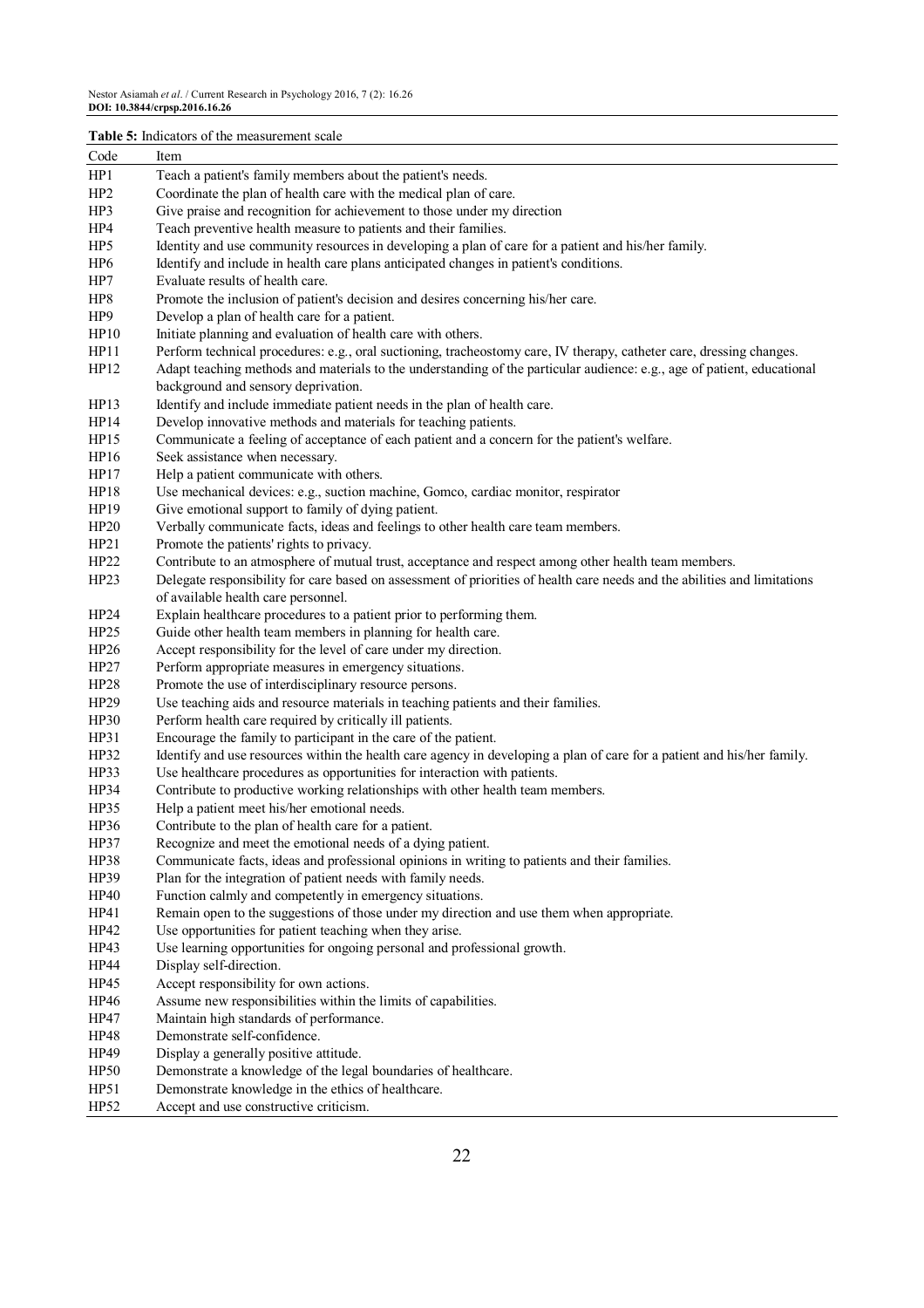**Table 5:** Indicators of the measurement scale

| Code | Item |
|---|---|
| HP1 | Teach a patient's family members about the patient's needs. |
| HP2 | Coordinate the plan of health care with the medical plan of care. |
| HP3 | Give praise and recognition for achievement to those under my direction |
| HP4 | Teach preventive health measure to patients and their families. |
| HP5 | Identity and use community resources in developing a plan of care for a patient and his/her family. |
| HP6 | Identify and include in health care plans anticipated changes in patient's conditions. |
| HP7 | Evaluate results of health care. |
| HP8 | Promote the inclusion of patient's decision and desires concerning his/her care. |
| HP9 | Develop a plan of health care for a patient. |
| HP10 | Initiate planning and evaluation of health care with others. |
| HP11 | Perform technical procedures: e.g., oral suctioning, tracheostomy care, IV therapy, catheter care, dressing changes. |
| HP12 | Adapt teaching methods and materials to the understanding of the particular audience: e.g., age of patient, educational background and sensory deprivation. |
| HP13 | Identify and include immediate patient needs in the plan of health care. |
| HP14 | Develop innovative methods and materials for teaching patients. |
| HP15 | Communicate a feeling of acceptance of each patient and a concern for the patient's welfare. |
| HP16 | Seek assistance when necessary. |
| HP17 | Help a patient communicate with others. |
| HP18 | Use mechanical devices: e.g., suction machine, Gomco, cardiac monitor, respirator |
| HP19 | Give emotional support to family of dying patient. |
| HP20 | Verbally communicate facts, ideas and feelings to other health care team members. |
| HP21 | Promote the patients' rights to privacy. |
| HP22 | Contribute to an atmosphere of mutual trust, acceptance and respect among other health team members. |
| HP23 | Delegate responsibility for care based on assessment of priorities of health care needs and the abilities and limitations of available health care personnel. |
| HP24 | Explain healthcare procedures to a patient prior to performing them. |
| HP25 | Guide other health team members in planning for health care. |
| HP26 | Accept responsibility for the level of care under my direction. |
| HP27 | Perform appropriate measures in emergency situations. |
| HP28 | Promote the use of interdisciplinary resource persons. |
| HP29 | Use teaching aids and resource materials in teaching patients and their families. |
| HP30 | Perform health care required by critically ill patients. |
| HP31 | Encourage the family to participant in the care of the patient. |
| HP32 | Identify and use resources within the health care agency in developing a plan of care for a patient and his/her family. |
| HP33 | Use healthcare procedures as opportunities for interaction with patients. |
| HP34 | Contribute to productive working relationships with other health team members. |
| HP35 | Help a patient meet his/her emotional needs. |
| HP36 | Contribute to the plan of health care for a patient. |
| HP37 | Recognize and meet the emotional needs of a dying patient. |
| HP38 | Communicate facts, ideas and professional opinions in writing to patients and their families. |
| HP39 | Plan for the integration of patient needs with family needs. |
| HP40 | Function calmly and competently in emergency situations. |
| HP41 | Remain open to the suggestions of those under my direction and use them when appropriate. |
| HP42 | Use opportunities for patient teaching when they arise. |
| HP43 | Use learning opportunities for ongoing personal and professional growth. |
| HP44 | Display self-direction. |
| HP45 | Accept responsibility for own actions. |
| HP46 | Assume new responsibilities within the limits of capabilities. |
| HP47 | Maintain high standards of performance. |
| HP48 | Demonstrate self-confidence. |
| HP49 | Display a generally positive attitude. |
| HP50 | Demonstrate a knowledge of the legal boundaries of healthcare. |
| HP51 | Demonstrate knowledge in the ethics of healthcare. |
| HP52 | Accept and use constructive criticism. |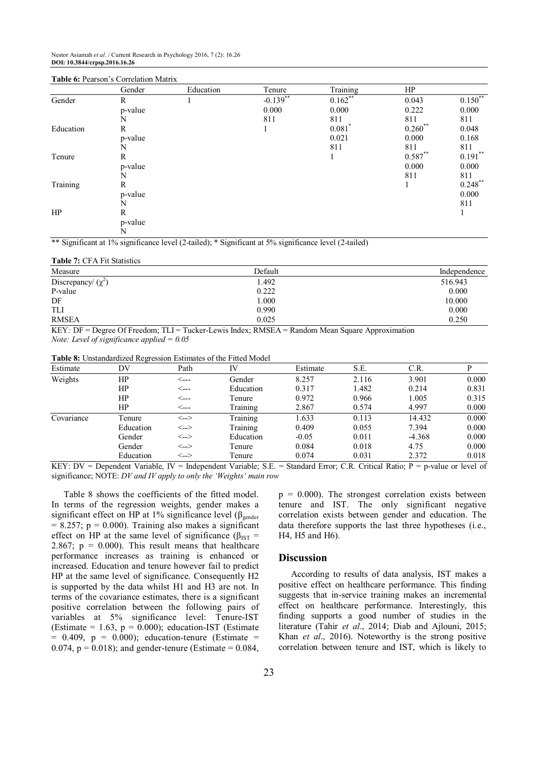**Table 6:** Pearson's Correlation Matrix

| | Gender | Education | Tenure | Training | HP | |
|---|---|---|---|---|---|---|
| Gender | R | 1 | $-0.139^{**}$ | $0.162^{**}$ | 0.043 | $0.150^{**}$ |
| | p-value | | 0.000 | 0.000 | 0.222 | 0.000 |
| | N | | 811 | 811 | 811 | 811 |
| Education | R | | 1 | $0.081^{*}$ | $0.260^{**}$ | 0.048 |
| | p-value | | | 0.021 | 0.000 | 0.168 |
| | N | | | 811 | 811 | 811 |
| Tenure | R | | | 1 | $0.587^{**}$ | $0.191^{**}$ |
| | p-value | | | | 0.000 | 0.000 |
| | N | | | | 811 | 811 |
| Training | R | | | | 1 | $0.248^{**}$ |
| | p-value | | | | | 0.000 |
| | N | | | | | 811 |
| HP | R | | | | | 1 |
| | p-value | | | | | |
| | N | | | | | |

** Significant at 1% significance level (2-tailed); * Significant at 5% significance level (2-tailed)

**Table 7:** CFA Fit Statistics

| Measure | Default | Independence |
|---|---|---|
| Discrepancy/ ($\chi^2$) | 1.492 | 516.943 |
| P-value | 0.222 | 0.000 |
| DF | 1.000 | 10.000 |
| TLI | 0.990 | 0.000 |
| RMSEA | 0.025 | 0.250 |

KEY: DF = Degree Of Freedom; TLI = Tucker-Lewis Index; RMSEA = Random Mean Square Approximation
*Note: Level of significance applied = 0.05*

**Table 8:** Unstandardized Regression Estimates of the Fitted Model

| Estimate | DV | Path | IV | Estimate | S.E. | C.R. | P |
|---|---|---|---|---|---|---|---|
| Weights | HP | <--- | Gender | 8.257 | 2.116 | 3.901 | 0.000 |
| | HP | <--- | Education | 0.317 | 1.482 | 0.214 | 0.831 |
| | HP | <--- | Tenure | 0.972 | 0.966 | 1.005 | 0.315 |
| | HP | <--- | Training | 2.867 | 0.574 | 4.997 | 0.000 |
| Covariance | Tenure | <--> | Training | 1.633 | 0.113 | 14.432 | 0.000 |
| | Education | <--> | Training | 0.409 | 0.055 | 7.394 | 0.000 |
| | Gender | <--> | Education | -0.05 | 0.011 | -4.368 | 0.000 |
| | Gender | <--> | Tenure | 0.084 | 0.018 | 4.75 | 0.000 |
| | Education | <--> | Tenure | 0.074 | 0.031 | 2.372 | 0.018 |

KEY: DV = Dependent Variable, IV = Independent Variable; S.E. = Standard Error; C.R. Critical Ratio; P = p-value or level of significance; NOTE: *DV and IV apply to only the 'Weights' main row*

Table 8 shows the coefficients of the fitted model. In terms of the regression weights, gender makes a significant effect on HP at 1% significance level ($\beta_{gender} = 8.257$; $p = 0.000$). Training also makes a significant effect on HP at the same level of significance ($\beta_{IST} = 2.867$; $p = 0.000$). This result means that healthcare performance increases as training is enhanced or increased. Education and tenure however fail to predict HP at the same level of significance. Consequently H2 is supported by the data whilst H1 and H3 are not. In terms of the covariance estimates, there is a significant positive correlation between the following pairs of variables at 5% significance level: Tenure-IST (Estimate = 1.63, $p = 0.000$); education-IST (Estimate = 0.409, $p = 0.000$); education-tenure (Estimate = 0.074, $p = 0.018$); and gender-tenure (Estimate = 0.084, $p = 0.000$). The strongest correlation exists between tenure and IST. The only significant negative correlation exists between gender and education. The data therefore supports the last three hypotheses (i.e., H4, H5 and H6).

## Discussion

According to results of data analysis, IST makes a positive effect on healthcare performance. This finding suggests that in-service training makes an incremental effect on healthcare performance. Interestingly, this finding supports a good number of studies in the literature (Tahir *et al*., 2014; Diab and Ajlouni, 2015; Khan *et al*., 2016). Noteworthy is the strong positive correlation between tenure and IST, which is likely to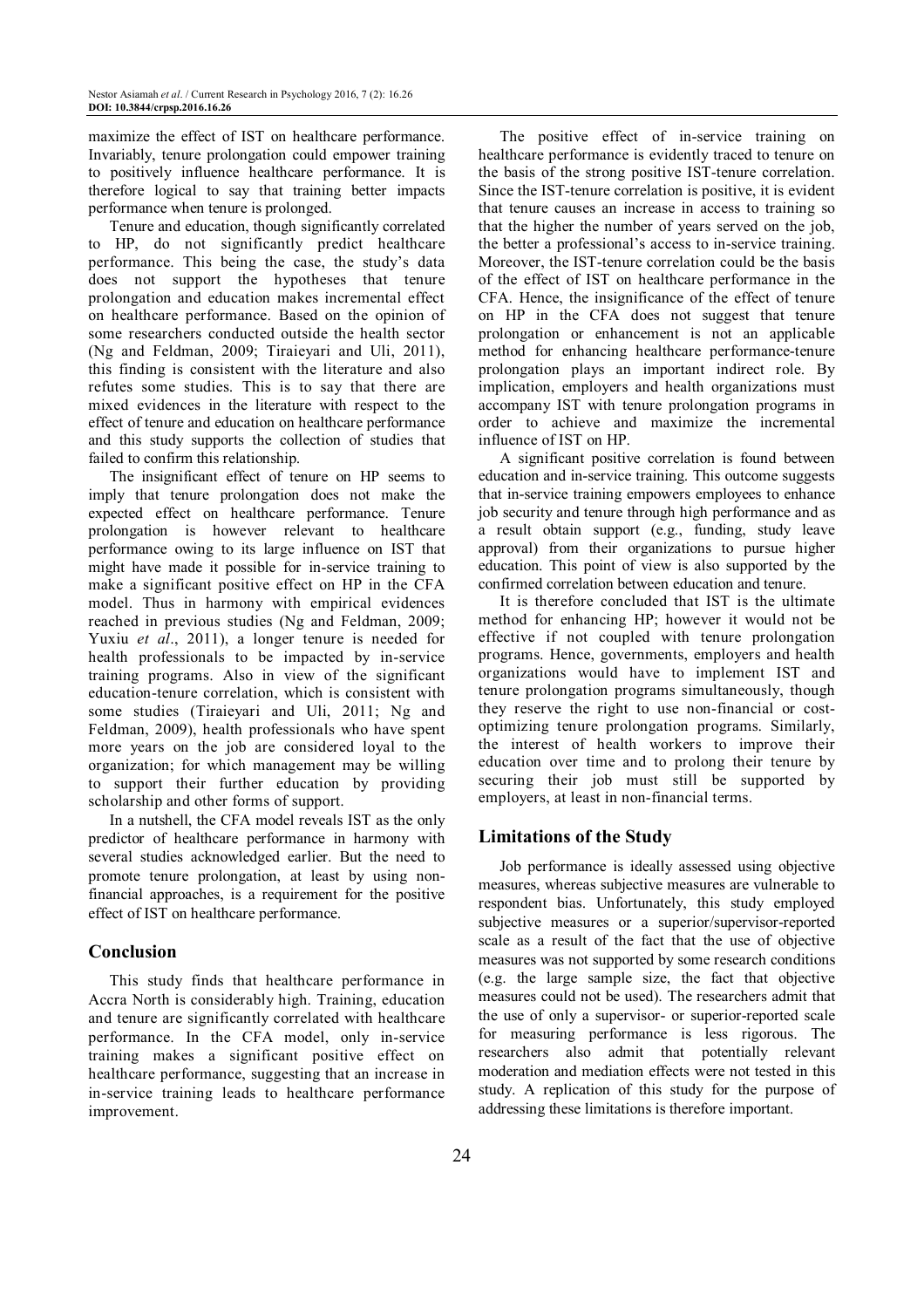maximize the effect of IST on healthcare performance. Invariably, tenure prolongation could empower training to positively influence healthcare performance. It is therefore logical to say that training better impacts performance when tenure is prolonged.

Tenure and education, though significantly correlated to HP, do not significantly predict healthcare performance. This being the case, the study's data does not support the hypotheses that tenure prolongation and education makes incremental effect on healthcare performance. Based on the opinion of some researchers conducted outside the health sector (Ng and Feldman, 2009; Tiraieyari and Uli, 2011), this finding is consistent with the literature and also refutes some studies. This is to say that there are mixed evidences in the literature with respect to the effect of tenure and education on healthcare performance and this study supports the collection of studies that failed to confirm this relationship.

The insignificant effect of tenure on HP seems to imply that tenure prolongation does not make the expected effect on healthcare performance. Tenure prolongation is however relevant to healthcare performance owing to its large influence on IST that might have made it possible for in-service training to make a significant positive effect on HP in the CFA model. Thus in harmony with empirical evidences reached in previous studies (Ng and Feldman, 2009; Yuxiu *et al*., 2011), a longer tenure is needed for health professionals to be impacted by in-service training programs. Also in view of the significant education-tenure correlation, which is consistent with some studies (Tiraieyari and Uli, 2011; Ng and Feldman, 2009), health professionals who have spent more years on the job are considered loyal to the organization; for which management may be willing to support their further education by providing scholarship and other forms of support.

In a nutshell, the CFA model reveals IST as the only predictor of healthcare performance in harmony with several studies acknowledged earlier. But the need to promote tenure prolongation, at least by using non-financial approaches, is a requirement for the positive effect of IST on healthcare performance.

## Conclusion

This study finds that healthcare performance in Accra North is considerably high. Training, education and tenure are significantly correlated with healthcare performance. In the CFA model, only in-service training makes a significant positive effect on healthcare performance, suggesting that an increase in in-service training leads to healthcare performance improvement.

The positive effect of in-service training on healthcare performance is evidently traced to tenure on the basis of the strong positive IST-tenure correlation. Since the IST-tenure correlation is positive, it is evident that tenure causes an increase in access to training so that the higher the number of years served on the job, the better a professional's access to in-service training. Moreover, the IST-tenure correlation could be the basis of the effect of IST on healthcare performance in the CFA. Hence, the insignificance of the effect of tenure on HP in the CFA does not suggest that tenure prolongation or enhancement is not an applicable method for enhancing healthcare performance-tenure prolongation plays an important indirect role. By implication, employers and health organizations must accompany IST with tenure prolongation programs in order to achieve and maximize the incremental influence of IST on HP.

A significant positive correlation is found between education and in-service training. This outcome suggests that in-service training empowers employees to enhance job security and tenure through high performance and as a result obtain support (e.g., funding, study leave approval) from their organizations to pursue higher education. This point of view is also supported by the confirmed correlation between education and tenure.

It is therefore concluded that IST is the ultimate method for enhancing HP; however it would not be effective if not coupled with tenure prolongation programs. Hence, governments, employers and health organizations would have to implement IST and tenure prolongation programs simultaneously, though they reserve the right to use non-financial or cost-optimizing tenure prolongation programs. Similarly, the interest of health workers to improve their education over time and to prolong their tenure by securing their job must still be supported by employers, at least in non-financial terms.

## Limitations of the Study

Job performance is ideally assessed using objective measures, whereas subjective measures are vulnerable to respondent bias. Unfortunately, this study employed subjective measures or a superior/supervisor-reported scale as a result of the fact that the use of objective measures was not supported by some research conditions (e.g. the large sample size, the fact that objective measures could not be used). The researchers admit that the use of only a supervisor- or superior-reported scale for measuring performance is less rigorous. The researchers also admit that potentially relevant moderation and mediation effects were not tested in this study. A replication of this study for the purpose of addressing these limitations is therefore important.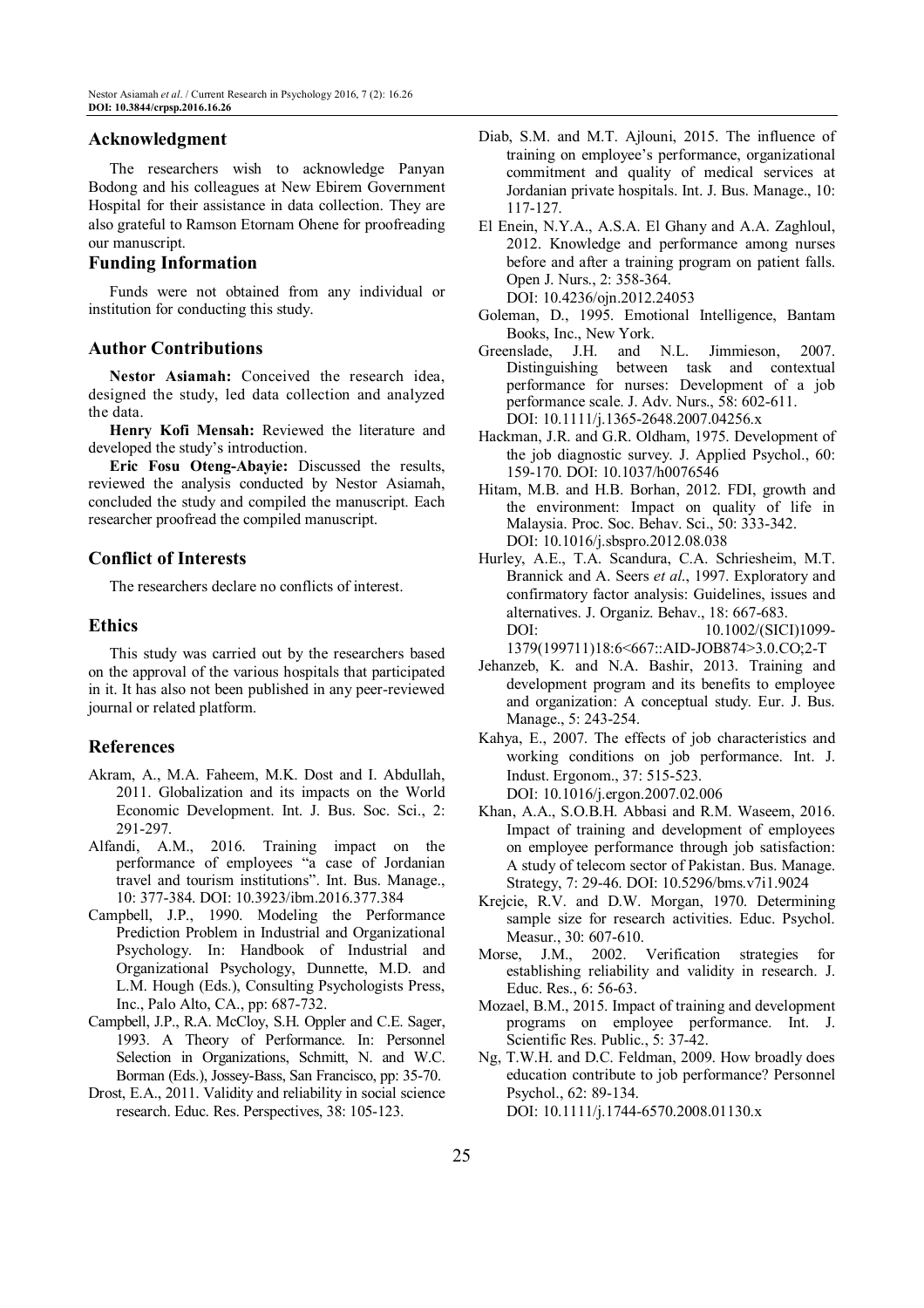## Acknowledgment

The researchers wish to acknowledge Panyan Bodong and his colleagues at New Ebirem Government Hospital for their assistance in data collection. They are also grateful to Ramson Etornam Ohene for proofreading our manuscript.

## Funding Information

Funds were not obtained from any individual or institution for conducting this study.

## Author Contributions

**Nestor Asiamah:** Conceived the research idea, designed the study, led data collection and analyzed the data.

**Henry Kofi Mensah:** Reviewed the literature and developed the study's introduction.

**Eric Fosu Oteng-Abayie:** Discussed the results, reviewed the analysis conducted by Nestor Asiamah, concluded the study and compiled the manuscript. Each researcher proofread the compiled manuscript.

## Conflict of Interests

The researchers declare no conflicts of interest.

## Ethics

This study was carried out by the researchers based on the approval of the various hospitals that participated in it. It has also not been published in any peer-reviewed journal or related platform.

## References

Akram, A., M.A. Faheem, M.K. Dost and I. Abdullah, 2011. Globalization and its impacts on the World Economic Development. Int. J. Bus. Soc. Sci., 2: 291-297.

Alfandi, A.M., 2016. Training impact on the performance of employees "a case of Jordanian travel and tourism institutions". Int. Bus. Manage., 10: 377-384. DOI: 10.3923/ibm.2016.377.384

Campbell, J.P., 1990. Modeling the Performance Prediction Problem in Industrial and Organizational Psychology. In: Handbook of Industrial and Organizational Psychology, Dunnette, M.D. and L.M. Hough (Eds.), Consulting Psychologists Press, Inc., Palo Alto, CA., pp: 687-732.

Campbell, J.P., R.A. McCloy, S.H. Oppler and C.E. Sager, 1993. A Theory of Performance. In: Personnel Selection in Organizations, Schmitt, N. and W.C. Borman (Eds.), Jossey-Bass, San Francisco, pp: 35-70.

Drost, E.A., 2011. Validity and reliability in social science research. Educ. Res. Perspectives, 38: 105-123.

Diab, S.M. and M.T. Ajlouni, 2015. The influence of training on employee's performance, organizational commitment and quality of medical services at Jordanian private hospitals. Int. J. Bus. Manage., 10: 117-127.

El Enein, N.Y.A., A.S.A. El Ghany and A.A. Zaghloul, 2012. Knowledge and performance among nurses before and after a training program on patient falls. Open J. Nurs., 2: 358-364. DOI: 10.4236/ojn.2012.24053

Goleman, D., 1995. Emotional Intelligence, Bantam Books, Inc., New York.

Greenslade, J.H. and N.L. Jimmieson, 2007. Distinguishing between task and contextual performance for nurses: Development of a job performance scale. J. Adv. Nurs., 58: 602-611. DOI: 10.1111/j.1365-2648.2007.04256.x

Hackman, J.R. and G.R. Oldham, 1975. Development of the job diagnostic survey. J. Applied Psychol., 60: 159-170. DOI: 10.1037/h0076546

Hitam, M.B. and H.B. Borhan, 2012. FDI, growth and the environment: Impact on quality of life in Malaysia. Proc. Soc. Behav. Sci., 50: 333-342. DOI: 10.1016/j.sbspro.2012.08.038

Hurley, A.E., T.A. Scandura, C.A. Schriesheim, M.T. Brannick and A. Seers *et al*., 1997. Exploratory and confirmatory factor analysis: Guidelines, issues and alternatives. J. Organiz. Behav., 18: 667-683. DOI: 10.1002/(SICI)1099-1379(199711)18:6<667::AID-JOB874>3.0.CO;2-T

Jehanzeb, K. and N.A. Bashir, 2013. Training and development program and its benefits to employee and organization: A conceptual study. Eur. J. Bus. Manage., 5: 243-254.

Kahya, E., 2007. The effects of job characteristics and working conditions on job performance. Int. J. Indust. Ergonom., 37: 515-523. DOI: 10.1016/j.ergon.2007.02.006

Khan, A.A., S.O.B.H. Abbasi and R.M. Waseem, 2016. Impact of training and development of employees on employee performance through job satisfaction: A study of telecom sector of Pakistan. Bus. Manage. Strategy, 7: 29-46. DOI: 10.5296/bms.v7i1.9024

Krejcie, R.V. and D.W. Morgan, 1970. Determining sample size for research activities. Educ. Psychol. Measur., 30: 607-610.

Morse, J.M., 2002. Verification strategies for establishing reliability and validity in research. J. Educ. Res., 6: 56-63.

Mozael, B.M., 2015. Impact of training and development programs on employee performance. Int. J. Scientific Res. Public., 5: 37-42.

Ng, T.W.H. and D.C. Feldman, 2009. How broadly does education contribute to job performance? Personnel Psychol., 62: 89-134. DOI: 10.1111/j.1744-6570.2008.01130.x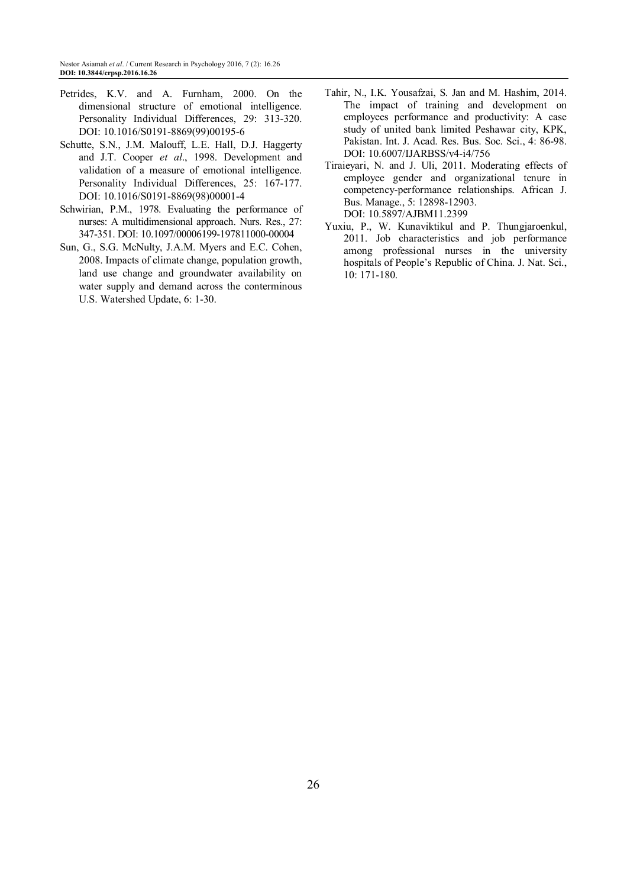Petrides, K.V. and A. Furnham, 2000. On the dimensional structure of emotional intelligence. Personality Individual Differences, 29: 313-320. DOI: 10.1016/S0191-8869(99)00195-6

Schutte, S.N., J.M. Malouff, L.E. Hall, D.J. Haggerty and J.T. Cooper *et al*., 1998. Development and validation of a measure of emotional intelligence. Personality Individual Differences, 25: 167-177. DOI: 10.1016/S0191-8869(98)00001-4

Schwirian, P.M., 1978. Evaluating the performance of nurses: A multidimensional approach. Nurs. Res., 27: 347-351. DOI: 10.1097/00006199-197811000-00004

Sun, G., S.G. McNulty, J.A.M. Myers and E.C. Cohen, 2008. Impacts of climate change, population growth, land use change and groundwater availability on water supply and demand across the conterminous U.S. Watershed Update, 6: 1-30.

Tahir, N., I.K. Yousafzai, S. Jan and M. Hashim, 2014. The impact of training and development on employees performance and productivity: A case study of united bank limited Peshawar city, KPK, Pakistan. Int. J. Acad. Res. Bus. Soc. Sci., 4: 86-98. DOI: 10.6007/IJARBSS/v4-i4/756

Tiraieyari, N. and J. Uli, 2011. Moderating effects of employee gender and organizational tenure in competency-performance relationships. African J. Bus. Manage., 5: 12898-12903. DOI: 10.5897/AJBM11.2399

Yuxiu, P., W. Kunaviktikul and P. Thungjaroenkul, 2011. Job characteristics and job performance among professional nurses in the university hospitals of People's Republic of China. J. Nat. Sci., 10: 171-180.